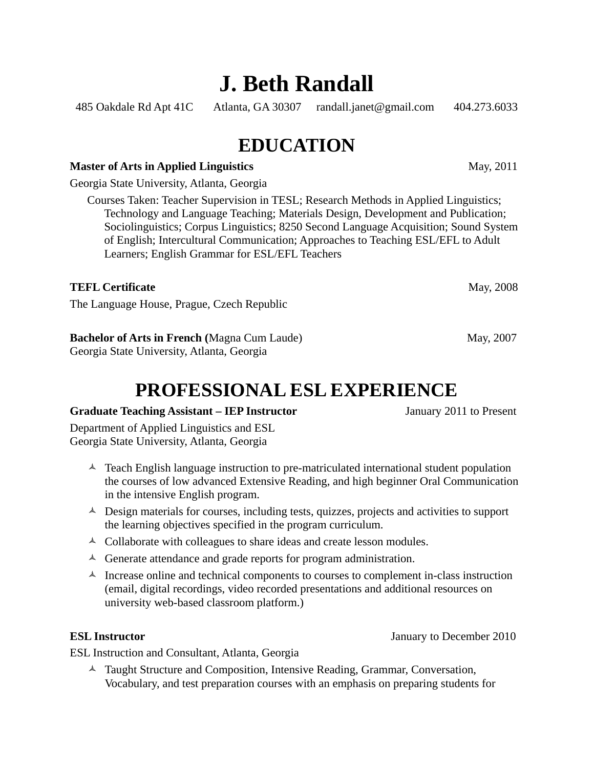# J. Beth Randall

485 Oakdale Rd Apt 41C  Atlanta, GA 30307  randall.janet@gmail.com  404.273.6033

## EDUCATION

**Master of Arts in Applied Linguistics** May, 2011

Georgia State University, Atlanta, Georgia

Courses Taken: Teacher Supervision in TESL; Research Methods in Applied Linguistics; Technology and Language Teaching; Materials Design, Development and Publication; Sociolinguistics; Corpus Linguistics; 8250 Second Language Acquisition; Sound System of English; Intercultural Communication; Approaches to Teaching ESL/EFL to Adult Learners; English Grammar for ESL/EFL Teachers

**TEFL Certificate** May, 2008

The Language House, Prague, Czech Republic

**Bachelor of Arts in French (**Magna Cum Laude) May, 2007

Georgia State University, Atlanta, Georgia

## PROFESSIONAL ESL EXPERIENCE

**Graduate Teaching Assistant – IEP Instructor** January 2011 to Present

Department of Applied Linguistics and ESL
Georgia State University, Atlanta, Georgia

- Teach English language instruction to pre-matriculated international student population the courses of low advanced Extensive Reading, and high beginner Oral Communication in the intensive English program.
- Design materials for courses, including tests, quizzes, projects and activities to support the learning objectives specified in the program curriculum.
- Collaborate with colleagues to share ideas and create lesson modules.
- Generate attendance and grade reports for program administration.
- Increase online and technical components to courses to complement in-class instruction (email, digital recordings, video recorded presentations and additional resources on university web-based classroom platform.)

**ESL Instructor** January to December 2010

ESL Instruction and Consultant, Atlanta, Georgia

- Taught Structure and Composition, Intensive Reading, Grammar, Conversation, Vocabulary, and test preparation courses with an emphasis on preparing students for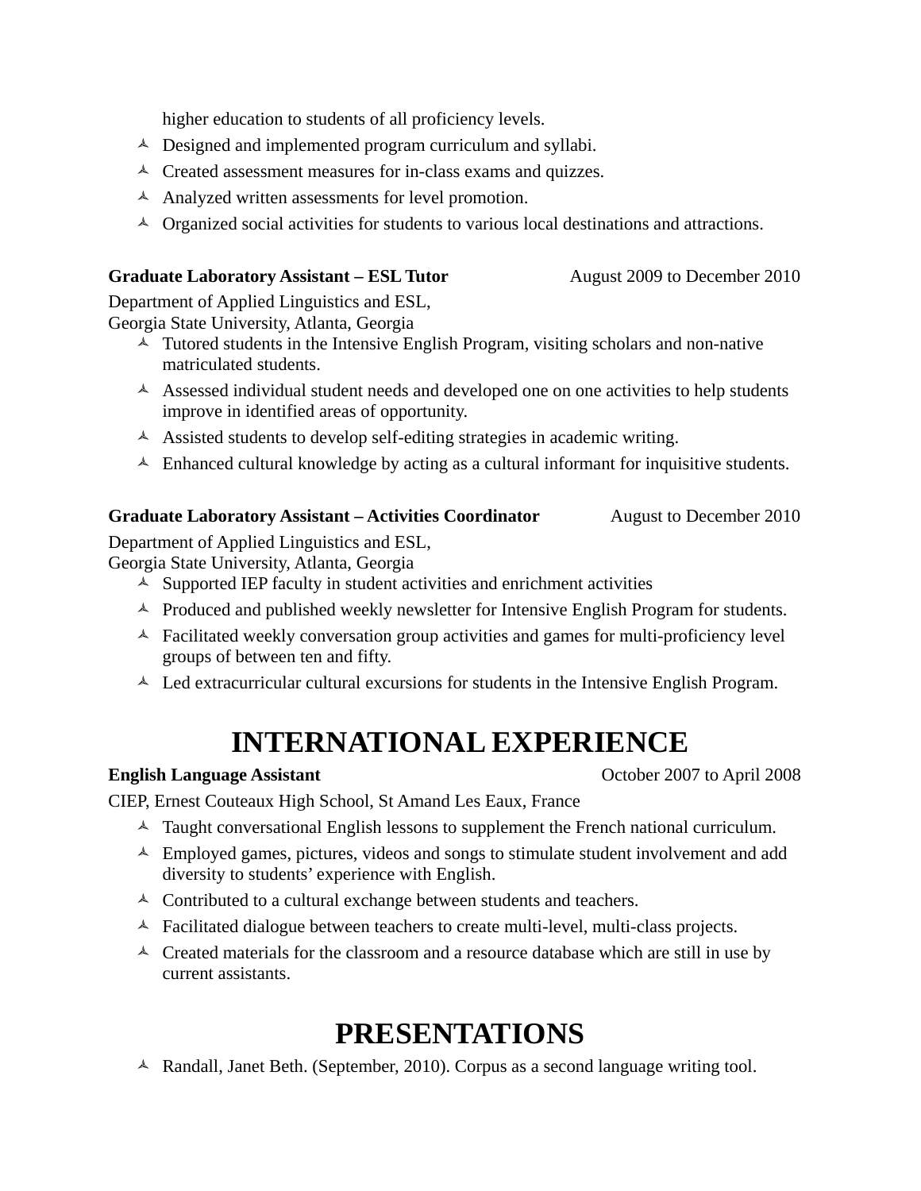higher education to students of all proficiency levels.

- Designed and implemented program curriculum and syllabi.
- Created assessment measures for in-class exams and quizzes.
- Analyzed written assessments for level promotion.
- Organized social activities for students to various local destinations and attractions.

**Graduate Laboratory Assistant – ESL Tutor** August 2009 to December 2010

Department of Applied Linguistics and ESL,
Georgia State University, Atlanta, Georgia

- Tutored students in the Intensive English Program, visiting scholars and non-native matriculated students.
- Assessed individual student needs and developed one on one activities to help students improve in identified areas of opportunity.
- Assisted students to develop self-editing strategies in academic writing.
- Enhanced cultural knowledge by acting as a cultural informant for inquisitive students.

**Graduate Laboratory Assistant – Activities Coordinator** August to December 2010

Department of Applied Linguistics and ESL,
Georgia State University, Atlanta, Georgia

- Supported IEP faculty in student activities and enrichment activities
- Produced and published weekly newsletter for Intensive English Program for students.
- Facilitated weekly conversation group activities and games for multi-proficiency level groups of between ten and fifty.
- Led extracurricular cultural excursions for students in the Intensive English Program.

# INTERNATIONAL EXPERIENCE

**English Language Assistant** October 2007 to April 2008

CIEP, Ernest Couteaux High School, St Amand Les Eaux, France

- Taught conversational English lessons to supplement the French national curriculum.
- Employed games, pictures, videos and songs to stimulate student involvement and add diversity to students' experience with English.
- Contributed to a cultural exchange between students and teachers.
- Facilitated dialogue between teachers to create multi-level, multi-class projects.
- Created materials for the classroom and a resource database which are still in use by current assistants.

# PRESENTATIONS

- Randall, Janet Beth. (September, 2010). Corpus as a second language writing tool.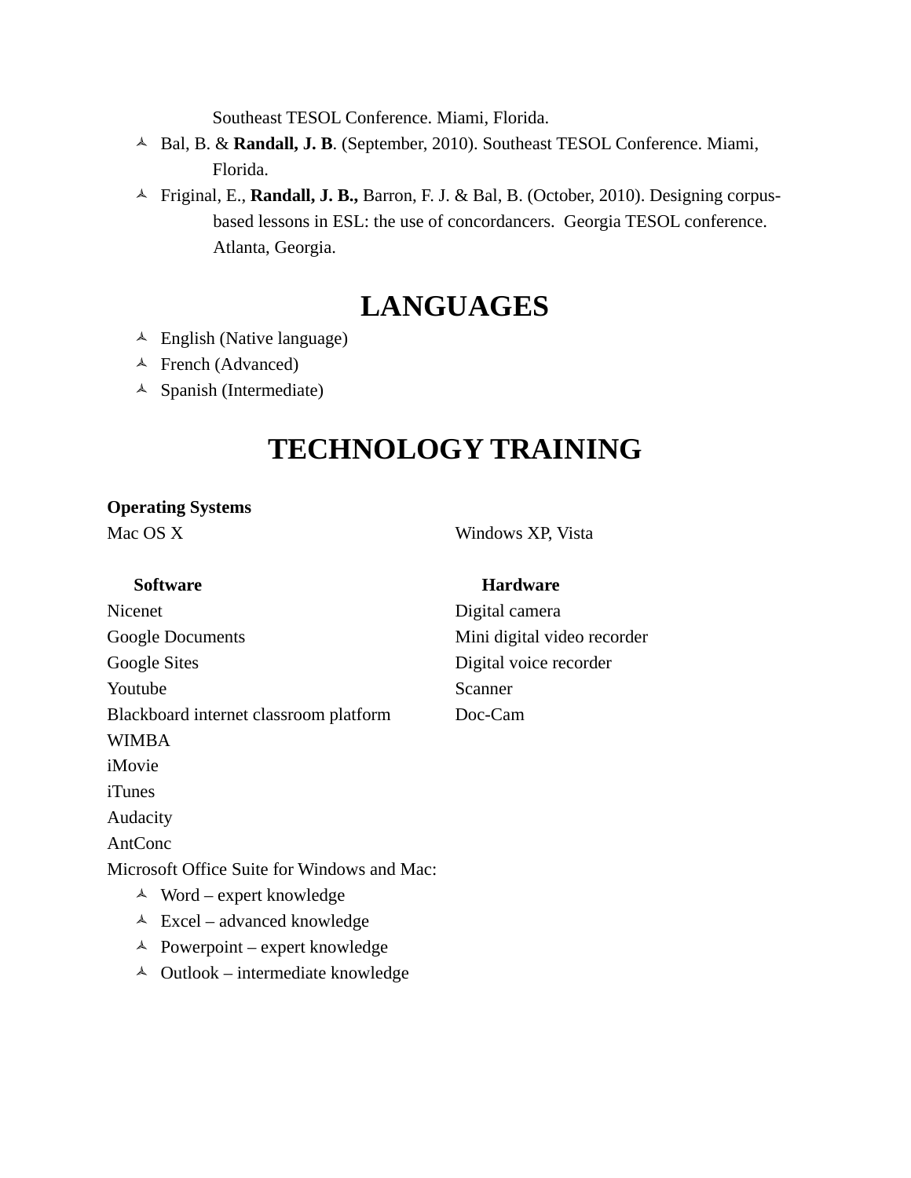Southeast TESOL Conference. Miami, Florida.

- Bal, B. & **Randall, J. B**. (September, 2010). Southeast TESOL Conference. Miami, Florida.
- Friginal, E., **Randall, J. B.,** Barron, F. J. & Bal, B. (October, 2010). Designing corpus-based lessons in ESL: the use of concordancers. Georgia TESOL conference. Atlanta, Georgia.

# LANGUAGES

- English (Native language)
- French (Advanced)
- Spanish (Intermediate)

# TECHNOLOGY TRAINING

**Operating Systems**

Mac OS X

Windows XP, Vista

**Software**

Nicenet

Google Documents

Google Sites

Youtube

Blackboard internet classroom platform

WIMBA

iMovie

iTunes

Audacity

AntConc

Microsoft Office Suite for Windows and Mac:

- Word – expert knowledge
- Excel – advanced knowledge
- Powerpoint – expert knowledge
- Outlook – intermediate knowledge

**Hardware**

Digital camera

Mini digital video recorder

Digital voice recorder

Scanner

Doc-Cam